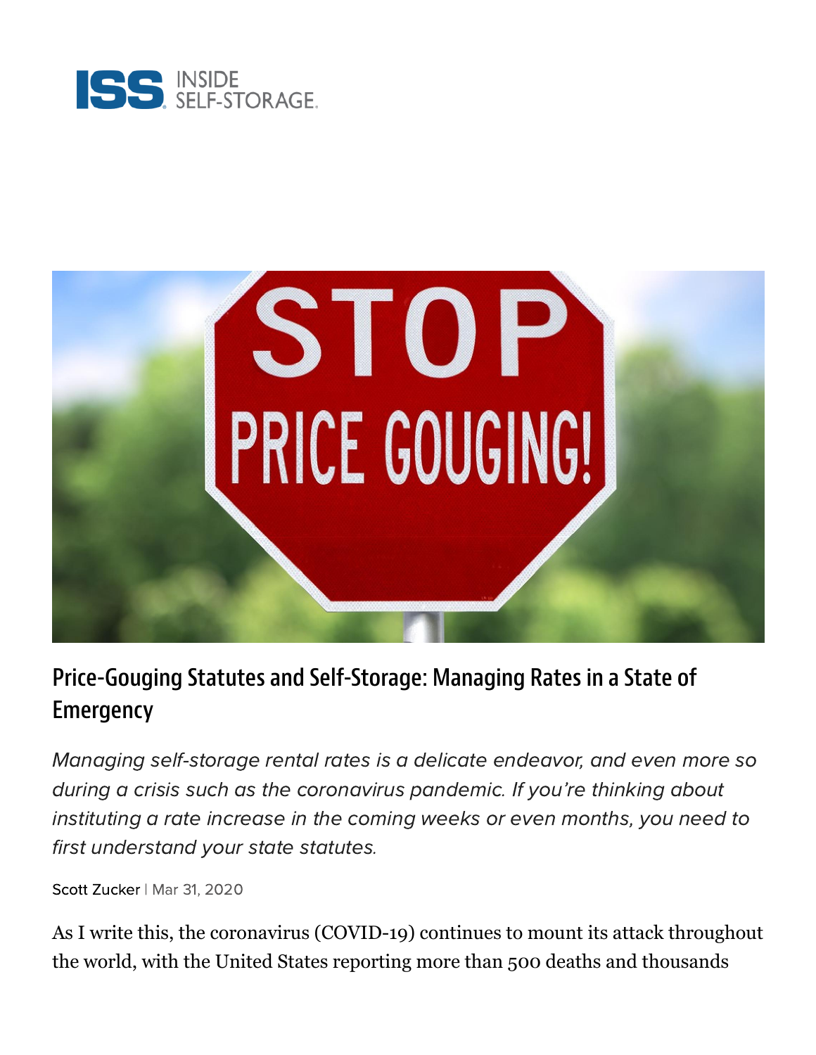# Price-Gouging Statutes and Self-Storage: Managing Rates in a State of Emergency

*Managing self-storage rental rates is a delicate endeavor, and even more so during a crisis such as the coronavirus pandemic. If you're thinking about instituting a rate increase in the coming weeks or even months, you need to first understand your state statutes.*

Scott Zucker | Mar 31, 2020

As I write this, the coronavirus (COVID-19) continues to mount its attack throughout the world, with the United States reporting more than 500 deaths and thousands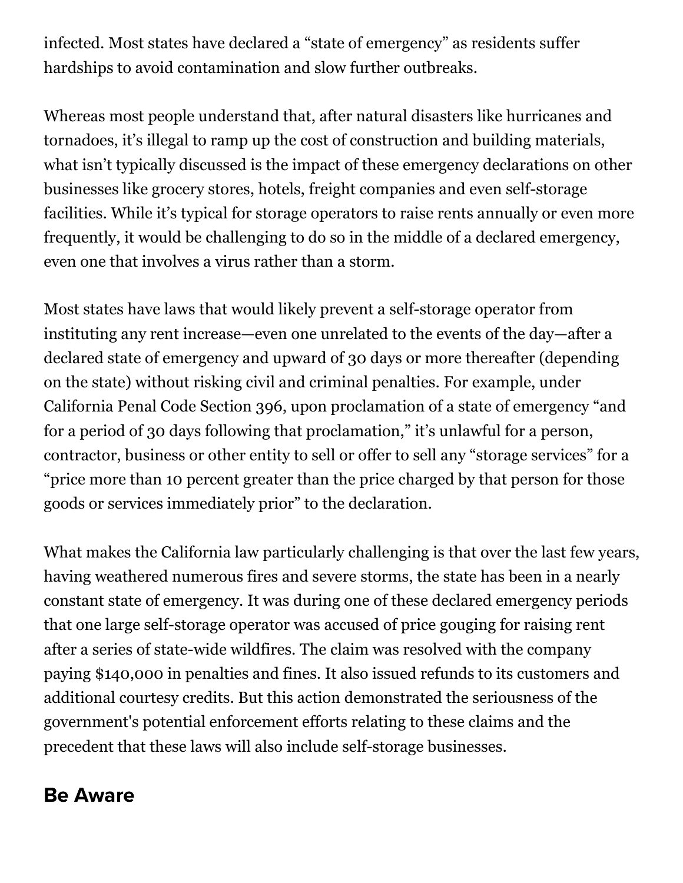infected. Most states have declared a "state of emergency" as residents suffer hardships to avoid contamination and slow further outbreaks.

Whereas most people understand that, after natural disasters like hurricanes and tornadoes, it's illegal to ramp up the cost of construction and building materials, what isn't typically discussed is the impact of these emergency declarations on other businesses like grocery stores, hotels, freight companies and even self-storage facilities. While it's typical for storage operators to raise rents annually or even more frequently, it would be challenging to do so in the middle of a declared emergency, even one that involves a virus rather than a storm.

Most states have laws that would likely prevent a self-storage operator from instituting any rent increase—even one unrelated to the events of the day—after a declared state of emergency and upward of 30 days or more thereafter (depending on the state) without risking civil and criminal penalties. For example, under California Penal Code Section 396, upon proclamation of a state of emergency "and for a period of 30 days following that proclamation," it's unlawful for a person, contractor, business or other entity to sell or offer to sell any "storage services" for a "price more than 10 percent greater than the price charged by that person for those goods or services immediately prior" to the declaration.

What makes the California law particularly challenging is that over the last few years, having weathered numerous fires and severe storms, the state has been in a nearly constant state of emergency. It was during one of these declared emergency periods that one large self-storage operator was accused of price gouging for raising rent after a series of state-wide wildfires. The claim was resolved with the company paying $140,000 in penalties and fines. It also issued refunds to its customers and additional courtesy credits. But this action demonstrated the seriousness of the government's potential enforcement efforts relating to these claims and the precedent that these laws will also include self-storage businesses.

## Be Aware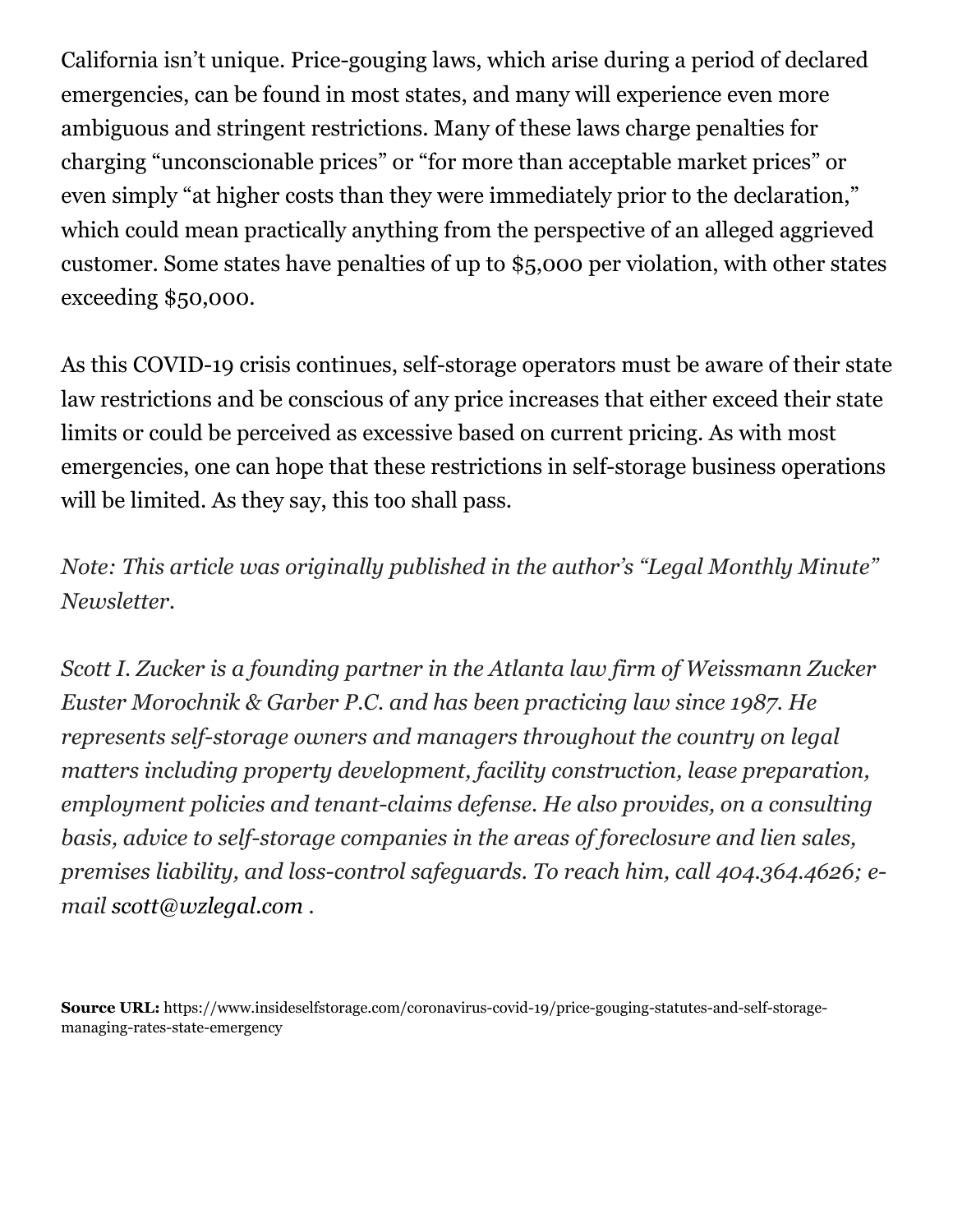California isn't unique. Price-gouging laws, which arise during a period of declared emergencies, can be found in most states, and many will experience even more ambiguous and stringent restrictions. Many of these laws charge penalties for charging "unconscionable prices" or "for more than acceptable market prices" or even simply "at higher costs than they were immediately prior to the declaration," which could mean practically anything from the perspective of an alleged aggrieved customer. Some states have penalties of up to $5,000 per violation, with other states exceeding $50,000.

As this COVID-19 crisis continues, self-storage operators must be aware of their state law restrictions and be conscious of any price increases that either exceed their state limits or could be perceived as excessive based on current pricing. As with most emergencies, one can hope that these restrictions in self-storage business operations will be limited. As they say, this too shall pass.

*Note: This article was originally published in the author's "Legal Monthly Minute" Newsletter.*

*Scott I. Zucker is a founding partner in the Atlanta law firm of Weissmann Zucker Euster Morochnik & Garber P.C. and has been practicing law since 1987. He represents self-storage owners and managers throughout the country on legal matters including property development, facility construction, lease preparation, employment policies and tenant-claims defense. He also provides, on a consulting basis, advice to self-storage companies in the areas of foreclosure and lien sales, premises liability, and loss-control safeguards. To reach him, call 404.364.4626; e-mail scott@wzlegal.com .*

**Source URL:** https://www.insideselfstorage.com/coronavirus-covid-19/price-gouging-statutes-and-self-storage-managing-rates-state-emergency